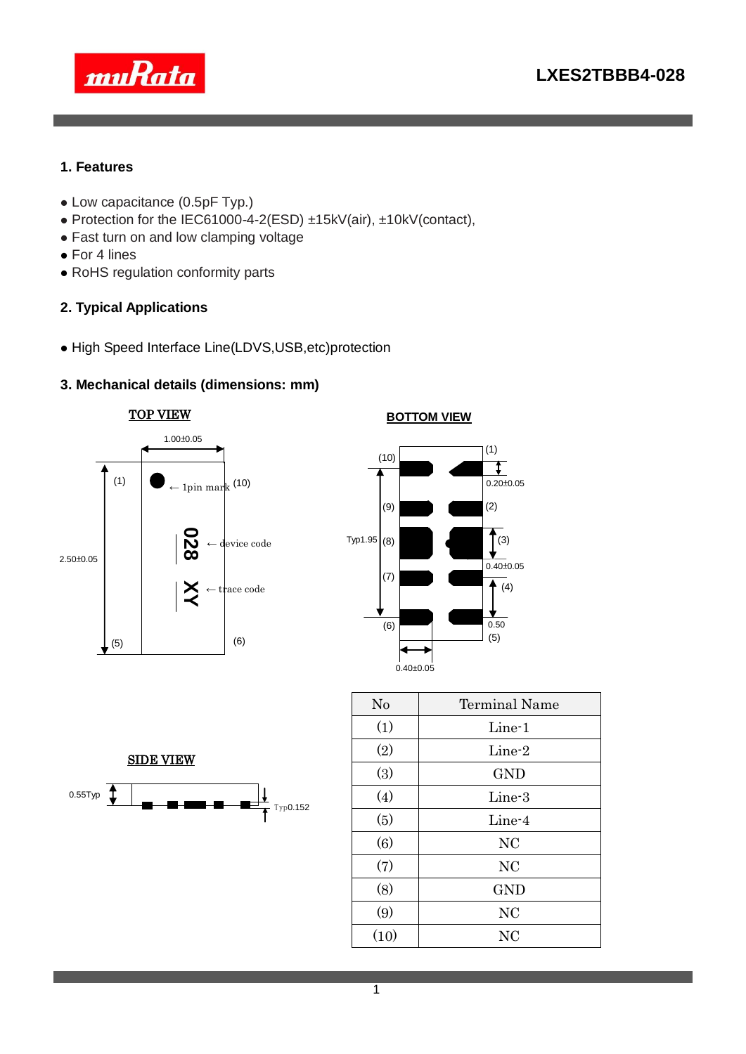# LXES2TBBB4-028

## 1. Features

- Low capacitance (0.5pF Typ.)
- Protection for the IEC61000-4-2(ESD) ±15kV(air), ±10kV(contact),
- Fast turn on and low clamping voltage
- For 4 lines
- RoHS regulation conformity parts

## 2. Typical Applications

- High Speed Interface Line(LDVS,USB,etc)protection

## 3. Mechanical details (dimensions: mm)

**TOP VIEW**

1.00±0.05

2.50±0.05

(1) ← 1pin mark (10)

028 ← device code

XY ← trace code

(5) (6)

**BOTTOM VIEW**

(10) (1)

0.20±0.05

(9) (2)

Typ1.95 (8) (3)

0.40±0.05

(7) (4)

(6) 0.50 (5)

0.40±0.05

**SIDE VIEW**

0.55Typ

Typ0.152

| No | Terminal Name |
|---|---|
| (1) | Line-1 |
| (2) | Line-2 |
| (3) | GND |
| (4) | Line-3 |
| (5) | Line-4 |
| (6) | NC |
| (7) | NC |
| (8) | GND |
| (9) | NC |
| (10) | NC |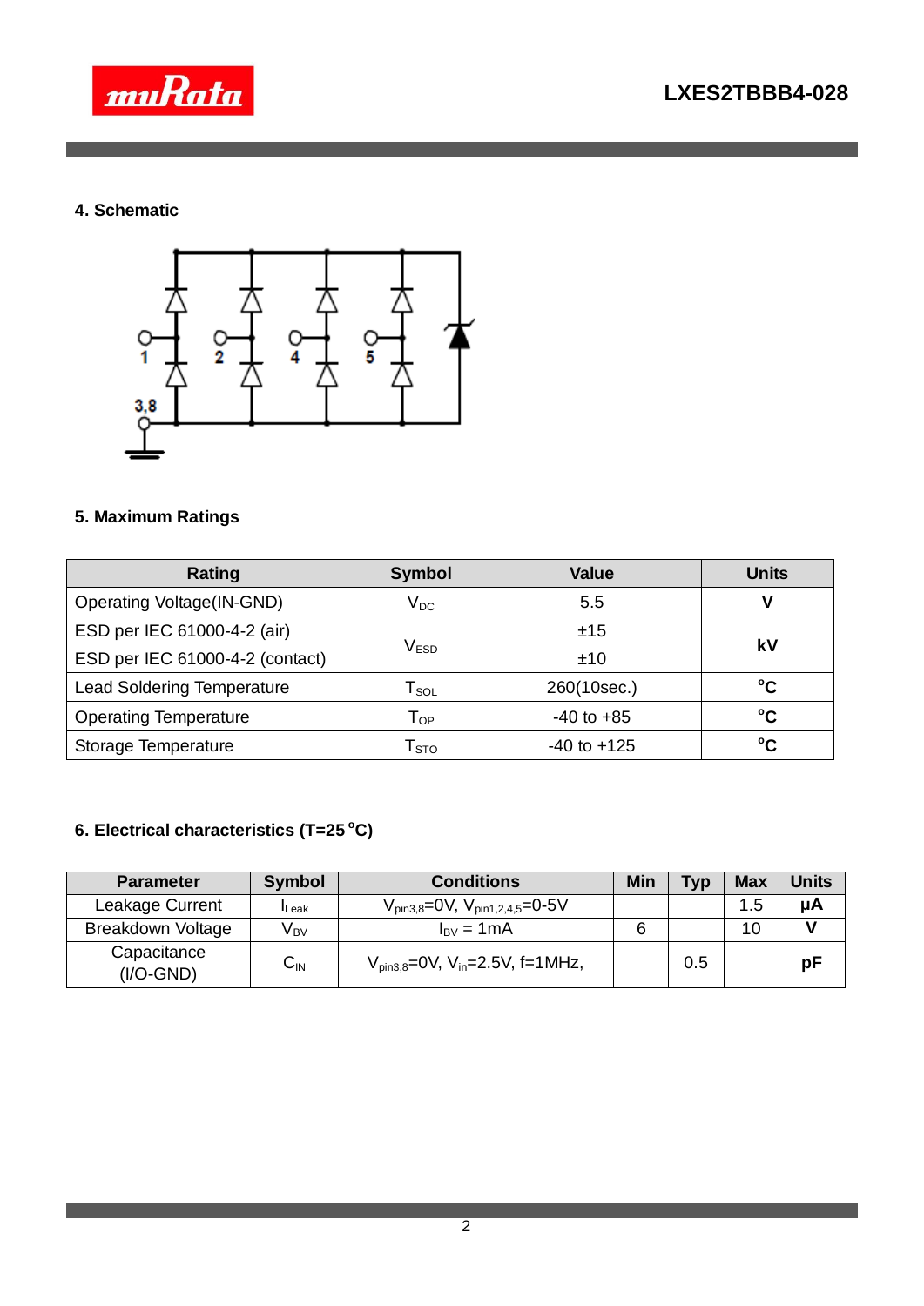## 4. Schematic

1 2 4 5

3,8

## 5. Maximum Ratings

| Rating | Symbol | Value | Units |
|---|---|---|---|
| Operating Voltage(IN-GND) | $V_{DC}$ | 5.5 | **V** |
| ESD per IEC 61000-4-2 (air)<br>ESD per IEC 61000-4-2 (contact) | $V_{ESD}$ | ±15<br>±10 | **kV** |
| Lead Soldering Temperature | $T_{SOL}$ | 260(10sec.) | **°C** |
| Operating Temperature | $T_{OP}$ | -40 to +85 | **°C** |
| Storage Temperature | $T_{STO}$ | -40 to +125 | **°C** |

## 6. Electrical characteristics (T=25 °C)

| Parameter | Symbol | Conditions | Min | Typ | Max | Units |
|---|---|---|---|---|---|---|
| Leakage Current | $I_{Leak}$ | $V_{pin3,8}$=0V, $V_{pin1,2,4,5}$=0-5V | | | 1.5 | **μA** |
| Breakdown Voltage | $V_{BV}$ | $I_{BV}$ = 1mA | 6 | | 10 | **V** |
| Capacitance (I/O-GND) | $C_{IN}$ | $V_{pin3,8}$=0V, $V_{in}$=2.5V, f=1MHz, | | 0.5 | | **pF** |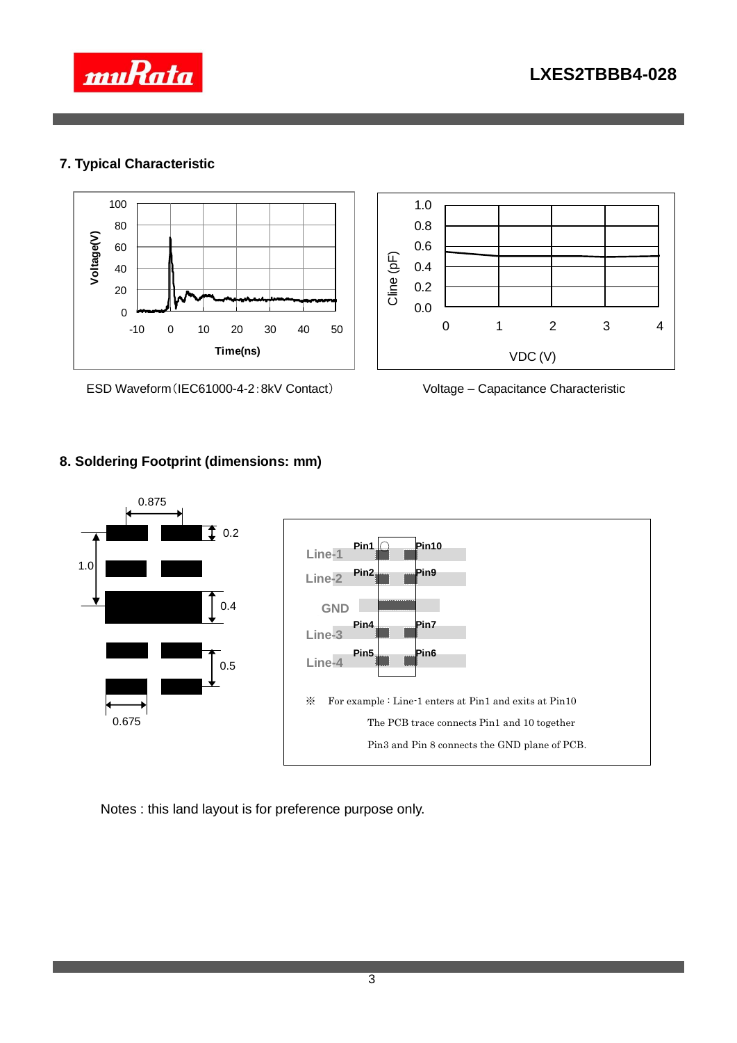## 7. Typical Characteristic

ESD Waveform（IEC61000-4-2：8kV Contact）

Voltage – Capacitance Characteristic

## 8. Soldering Footprint (dimensions: mm)

※ For example : Line-1 enters at Pin1 and exits at Pin10

The PCB trace connects Pin1 and 10 together

Pin3 and Pin 8 connects the GND plane of PCB.

Notes : this land layout is for preference purpose only.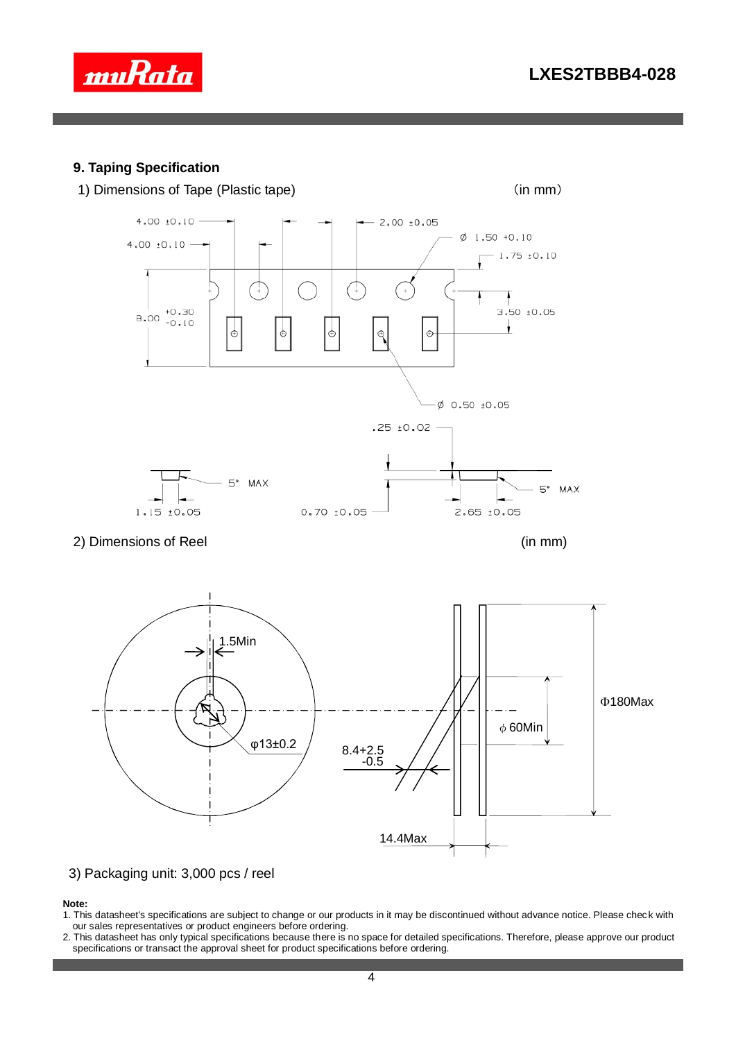## 9. Taping Specification

1) Dimensions of Tape (Plastic tape) (in mm)

4.00 ±0.10
4.00 ±0.10
2.00 ±0.05
Ø 1.50 +0.10
1.75 ±0.10
8.00 +0.30 -0.10
3.50 ±0.05
Ø 0.50 ±0.05
.25 ±0.02
5° MAX
5° MAX
1.15 ±0.05
0.70 ±0.05
2.65 ±0.05

2) Dimensions of Reel (in mm)

1.5Min
φ13±0.2
8.4+2.5 -0.5
ϕ 60Min
Φ180Max
14.4Max

3) Packaging unit: 3,000 pcs / reel

**Note:**

1. This datasheet's specifications are subject to change or our products in it may be discontinued without advance notice. Please check with our sales representatives or product engineers before ordering.
2. This datasheet has only typical specifications because there is no space for detailed specifications. Therefore, please approve our product specifications or transact the approval sheet for product specifications before ordering.